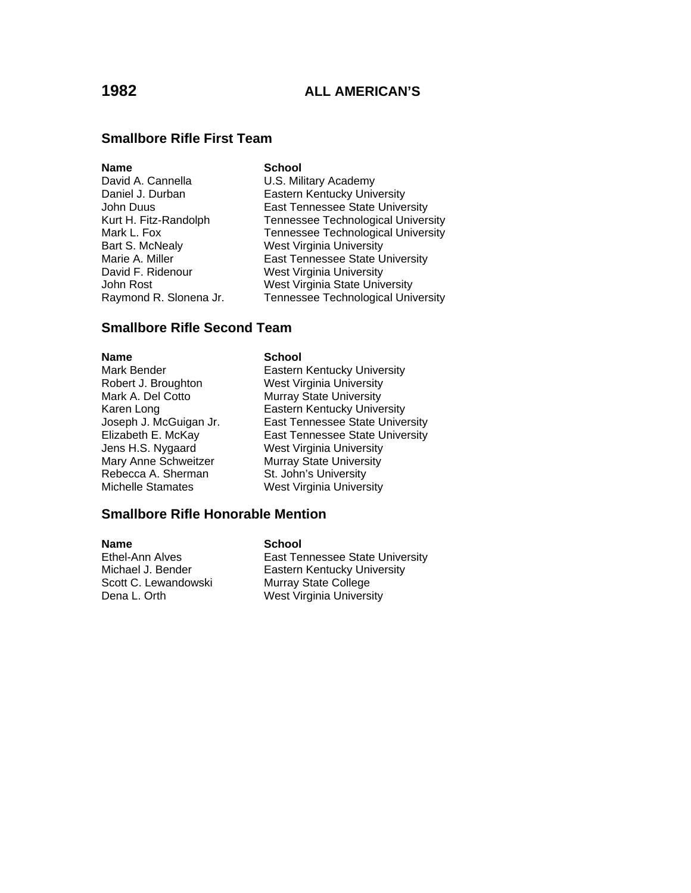# 1982 ALL AMERICAN'S

## Smallbore Rifle First Team

| Name | School |
| --- | --- |
| David A. Cannella | U.S. Military Academy |
| Daniel J. Durban | Eastern Kentucky University |
| John Duus | East Tennessee State University |
| Kurt H. Fitz-Randolph | Tennessee Technological University |
| Mark L. Fox | Tennessee Technological University |
| Bart S. McNealy | West Virginia University |
| Marie A. Miller | East Tennessee State University |
| David F. Ridenour | West Virginia University |
| John Rost | West Virginia State University |
| Raymond R. Slonena Jr. | Tennessee Technological University |

## Smallbore Rifle Second Team

| Name | School |
| --- | --- |
| Mark Bender | Eastern Kentucky University |
| Robert J. Broughton | West Virginia University |
| Mark A. Del Cotto | Murray State University |
| Karen Long | Eastern Kentucky University |
| Joseph J. McGuigan Jr. | East Tennessee State University |
| Elizabeth E. McKay | East Tennessee State University |
| Jens H.S. Nygaard | West Virginia University |
| Mary Anne Schweitzer | Murray State University |
| Rebecca A. Sherman | St. John's University |
| Michelle Stamates | West Virginia University |

## Smallbore Rifle Honorable Mention

| Name | School |
| --- | --- |
| Ethel-Ann Alves | East Tennessee State University |
| Michael J. Bender | Eastern Kentucky University |
| Scott C. Lewandowski | Murray State College |
| Dena L. Orth | West Virginia University |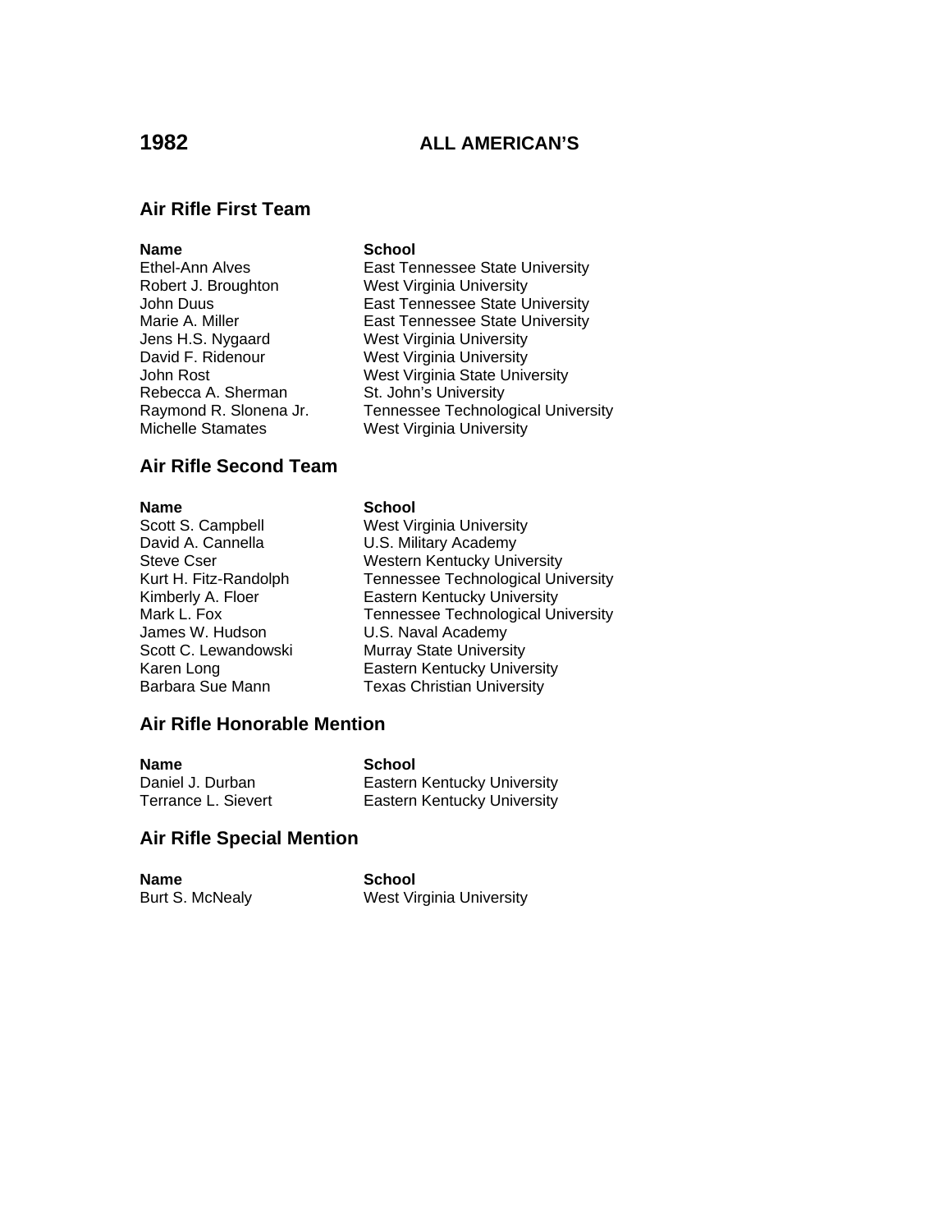# 1982 ALL AMERICAN'S

## Air Rifle First Team

| Name | School |
|---|---|
| Ethel-Ann Alves | East Tennessee State University |
| Robert J. Broughton | West Virginia University |
| John Duus | East Tennessee State University |
| Marie A. Miller | East Tennessee State University |
| Jens H.S. Nygaard | West Virginia University |
| David F. Ridenour | West Virginia University |
| John Rost | West Virginia State University |
| Rebecca A. Sherman | St. John's University |
| Raymond R. Slonena Jr. | Tennessee Technological University |
| Michelle Stamates | West Virginia University |

## Air Rifle Second Team

| Name | School |
|---|---|
| Scott S. Campbell | West Virginia University |
| David A. Cannella | U.S. Military Academy |
| Steve Cser | Western Kentucky University |
| Kurt H. Fitz-Randolph | Tennessee Technological University |
| Kimberly A. Floer | Eastern Kentucky University |
| Mark L. Fox | Tennessee Technological University |
| James W. Hudson | U.S. Naval Academy |
| Scott C. Lewandowski | Murray State University |
| Karen Long | Eastern Kentucky University |
| Barbara Sue Mann | Texas Christian University |

## Air Rifle Honorable Mention

| Name | School |
|---|---|
| Daniel J. Durban | Eastern Kentucky University |
| Terrance L. Sievert | Eastern Kentucky University |

## Air Rifle Special Mention

| Name | School |
|---|---|
| Burt S. McNealy | West Virginia University |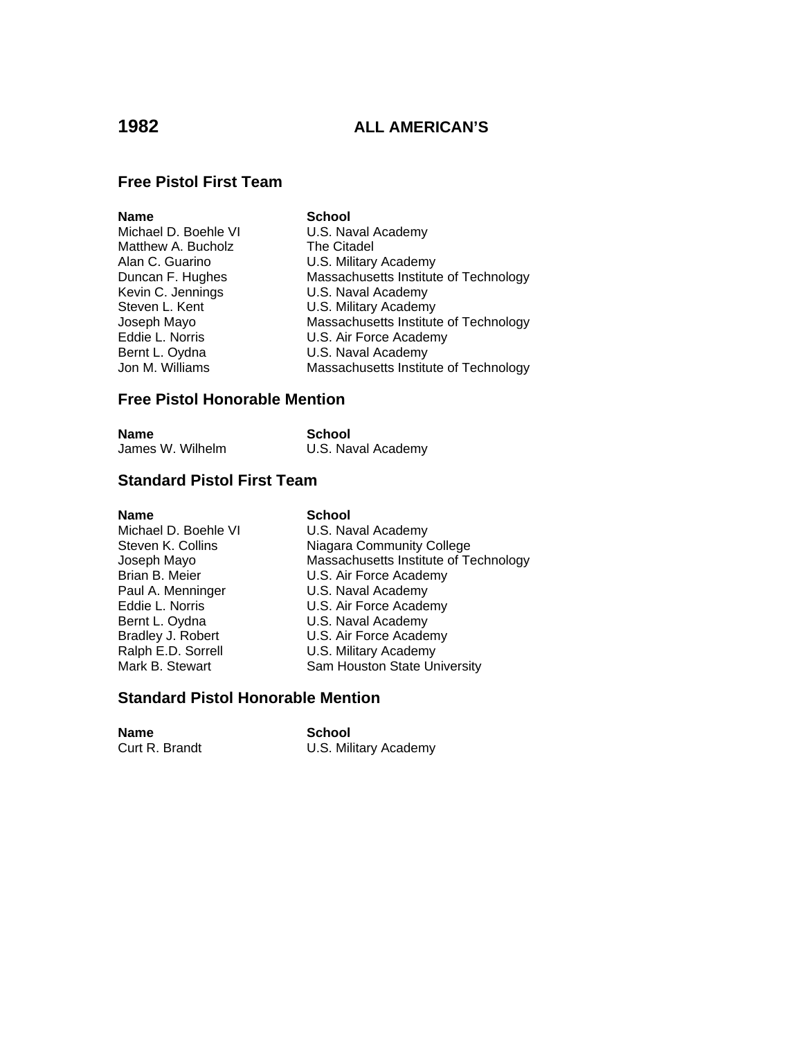# 1982 ALL AMERICAN'S

## Free Pistol First Team

| Name | School |
| --- | --- |
| Michael D. Boehle VI | U.S. Naval Academy |
| Matthew A. Bucholz | The Citadel |
| Alan C. Guarino | U.S. Military Academy |
| Duncan F. Hughes | Massachusetts Institute of Technology |
| Kevin C. Jennings | U.S. Naval Academy |
| Steven L. Kent | U.S. Military Academy |
| Joseph Mayo | Massachusetts Institute of Technology |
| Eddie L. Norris | U.S. Air Force Academy |
| Bernt L. Oydna | U.S. Naval Academy |
| Jon M. Williams | Massachusetts Institute of Technology |

## Free Pistol Honorable Mention

| Name | School |
| --- | --- |
| James W. Wilhelm | U.S. Naval Academy |

## Standard Pistol First Team

| Name | School |
| --- | --- |
| Michael D. Boehle VI | U.S. Naval Academy |
| Steven K. Collins | Niagara Community College |
| Joseph Mayo | Massachusetts Institute of Technology |
| Brian B. Meier | U.S. Air Force Academy |
| Paul A. Menninger | U.S. Naval Academy |
| Eddie L. Norris | U.S. Air Force Academy |
| Bernt L. Oydna | U.S. Naval Academy |
| Bradley J. Robert | U.S. Air Force Academy |
| Ralph E.D. Sorrell | U.S. Military Academy |
| Mark B. Stewart | Sam Houston State University |

## Standard Pistol Honorable Mention

| Name | School |
| --- | --- |
| Curt R. Brandt | U.S. Military Academy |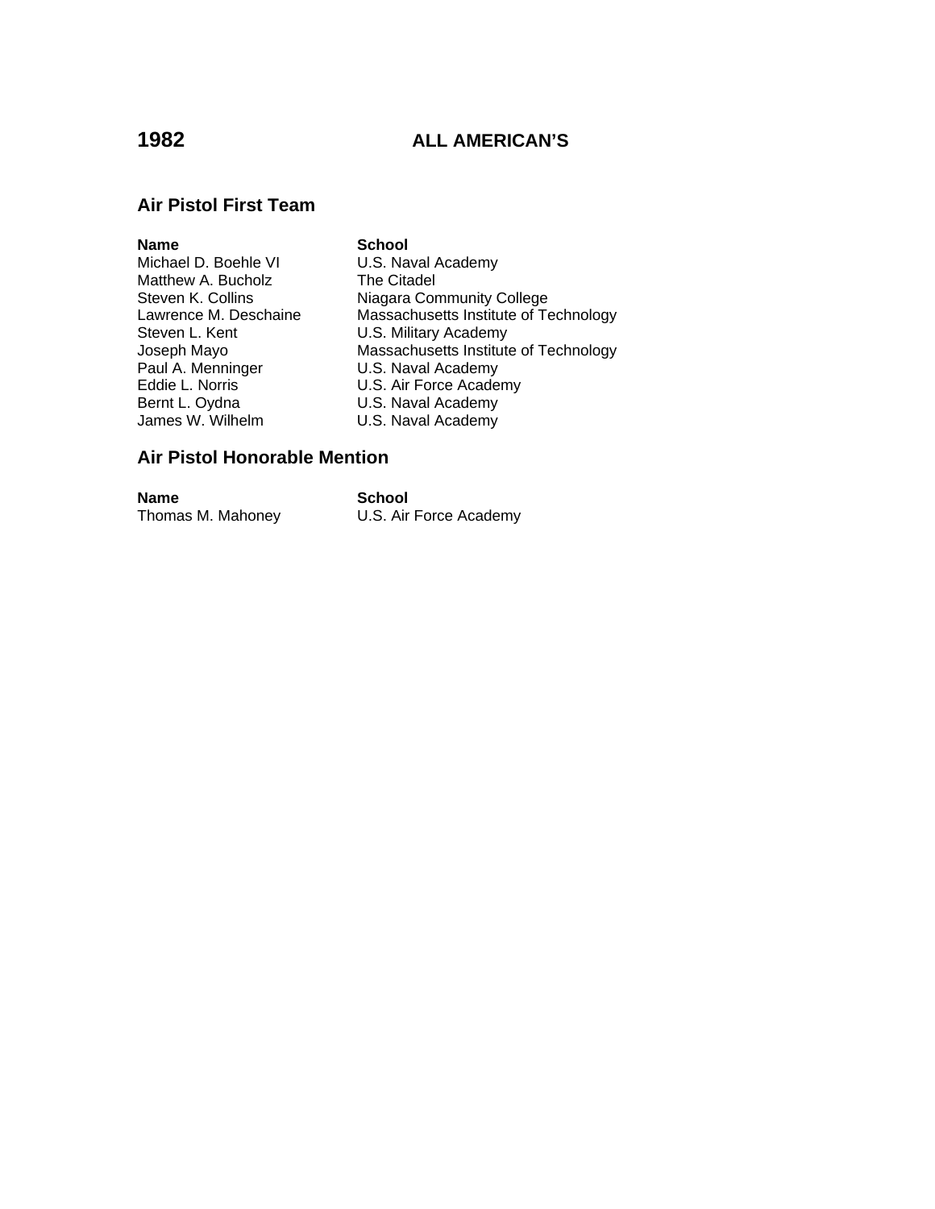# 1982 ALL AMERICAN'S

## Air Pistol First Team

| Name | School |
| --- | --- |
| Michael D. Boehle VI | U.S. Naval Academy |
| Matthew A. Bucholz | The Citadel |
| Steven K. Collins | Niagara Community College |
| Lawrence M. Deschaine | Massachusetts Institute of Technology |
| Steven L. Kent | U.S. Military Academy |
| Joseph Mayo | Massachusetts Institute of Technology |
| Paul A. Menninger | U.S. Naval Academy |
| Eddie L. Norris | U.S. Air Force Academy |
| Bernt L. Oydna | U.S. Naval Academy |
| James W. Wilhelm | U.S. Naval Academy |

## Air Pistol Honorable Mention

| Name | School |
| --- | --- |
| Thomas M. Mahoney | U.S. Air Force Academy |